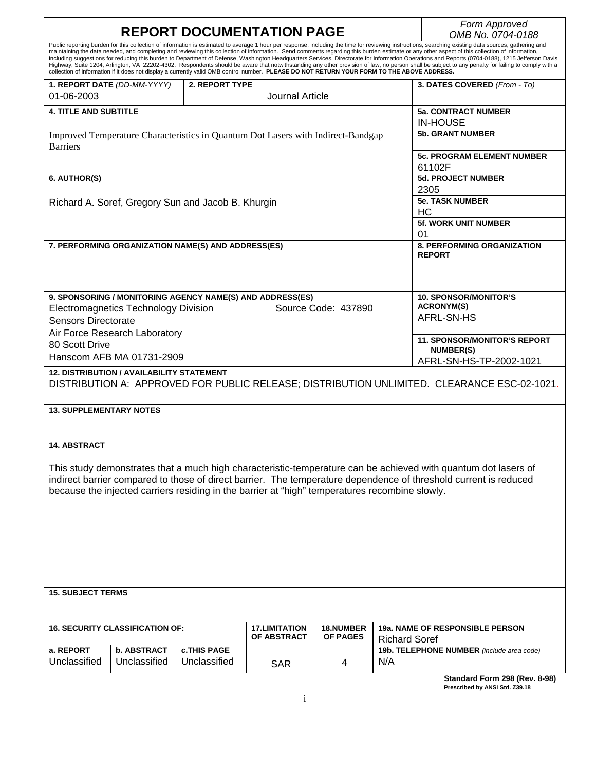# REPORT DOCUMENTATION PAGE

*Form Approved*
*OMB No. 0704-0188*

Public reporting burden for this collection of information is estimated to average 1 hour per response, including the time for reviewing instructions, searching existing data sources, gathering and maintaining the data needed, and completing and reviewing this collection of information. Send comments regarding this burden estimate or any other aspect of this collection of information, including suggestions for reducing this burden to Department of Defense, Washington Headquarters Services, Directorate for Information Operations and Reports (0704-0188), 1215 Jefferson Davis Highway, Suite 1204, Arlington, VA 22202-4302. Respondents should be aware that notwithstanding any other provision of law, no person shall be subject to any penalty for failing to comply with a collection of information if it does not display a currently valid OMB control number. **PLEASE DO NOT RETURN YOUR FORM TO THE ABOVE ADDRESS.**

| **1. REPORT DATE** *(DD-MM-YYYY)* | **2. REPORT TYPE** | **3. DATES COVERED** *(From - To)* |
|---|---|---|
| 01-06-2003 | Journal Article | |

**4. TITLE AND SUBTITLE**

Improved Temperature Characteristics in Quantum Dot Lasers with Indirect-Bandgap Barriers

**5a. CONTRACT NUMBER**
IN-HOUSE

**5b. GRANT NUMBER**

**5c. PROGRAM ELEMENT NUMBER**
61102F

**6. AUTHOR(S)**

Richard A. Soref, Gregory Sun and Jacob B. Khurgin

**5d. PROJECT NUMBER**
2305

**5e. TASK NUMBER**
HC

**5f. WORK UNIT NUMBER**
01

**7. PERFORMING ORGANIZATION NAME(S) AND ADDRESS(ES)**

**8. PERFORMING ORGANIZATION REPORT**

**9. SPONSORING / MONITORING AGENCY NAME(S) AND ADDRESS(ES)**

Electromagnetics Technology Division  Source Code: 437890
Sensors Directorate
Air Force Research Laboratory
80 Scott Drive
Hanscom AFB MA 01731-2909

**10. SPONSOR/MONITOR'S ACRONYM(S)**
AFRL-SN-HS

**11. SPONSOR/MONITOR'S REPORT NUMBER(S)**
AFRL-SN-HS-TP-2002-1021

**12. DISTRIBUTION / AVAILABILITY STATEMENT**

DISTRIBUTION A: APPROVED FOR PUBLIC RELEASE; DISTRIBUTION UNLIMITED. CLEARANCE ESC-02-1021.

**13. SUPPLEMENTARY NOTES**

**14. ABSTRACT**

This study demonstrates that a much high characteristic-temperature can be achieved with quantum dot lasers of indirect barrier compared to those of direct barrier. The temperature dependence of threshold current is reduced because the injected carriers residing in the barrier at "high" temperatures recombine slowly.

**15. SUBJECT TERMS**

| **16. SECURITY CLASSIFICATION OF:** | | | **17. LIMITATION OF ABSTRACT** | **18. NUMBER OF PAGES** | **19a. NAME OF RESPONSIBLE PERSON** |
|---|---|---|---|---|---|
| | | | | | Richard Soref |
| **a. REPORT** | **b. ABSTRACT** | **c. THIS PAGE** | | | **19b. TELEPHONE NUMBER** *(include area code)* |
| Unclassified | Unclassified | Unclassified | SAR | 4 | N/A |

**Standard Form 298 (Rev. 8-98)**
**Prescribed by ANSI Std. Z39.18**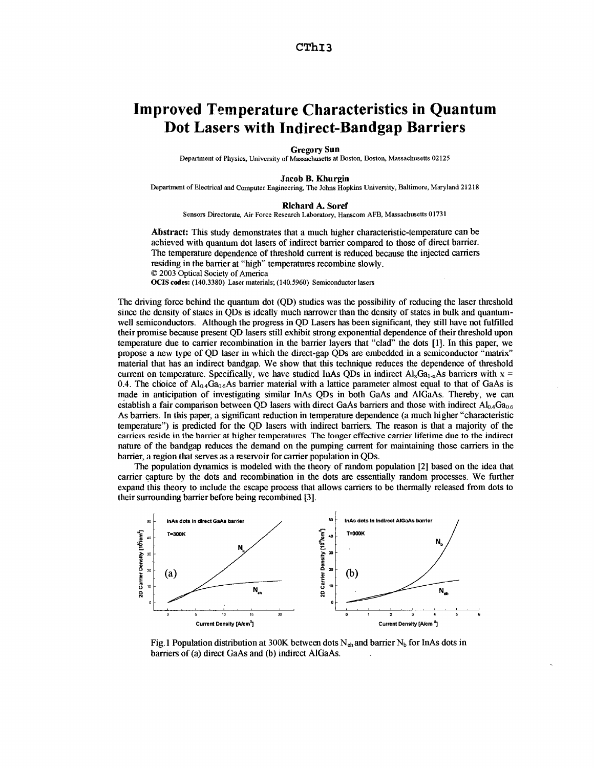# Improved Temperature Characteristics in Quantum Dot Lasers with Indirect-Bandgap Barriers

**Gregory Sun**

Department of Physics, University of Massachusetts at Boston, Boston, Massachusetts 02125

**Jacob B. Khurgin**

Department of Electrical and Computer Engineering, The Johns Hopkins University, Baltimore, Maryland 21218

**Richard A. Soref**

Sensors Directorate, Air Force Research Laboratory, Hanscom AFB, Massachusetts 01731

**Abstract:** This study demonstrates that a much higher characteristic-temperature can be achieved with quantum dot lasers of indirect barrier compared to those of direct barrier. The temperature dependence of threshold current is reduced because the injected carriers residing in the barrier at "high" temperatures recombine slowly.

© 2003 Optical Society of America

**OCIS codes:** (140.3380) Laser materials; (140.5960) Semiconductor lasers

The driving force behind the quantum dot (QD) studies was the possibility of reducing the laser threshold since the density of states in QDs is ideally much narrower than the density of states in bulk and quantum-well semiconductors. Although the progress in QD Lasers has been significant, they still have not fulfilled their promise because present QD lasers still exhibit strong exponential dependence of their threshold upon temperature due to carrier recombination in the barrier layers that "clad" the dots [1]. In this paper, we propose a new type of QD laser in which the direct-gap QDs are embedded in a semiconductor "matrix" material that has an indirect bandgap. We show that this technique reduces the dependence of threshold current on temperature. Specifically, we have studied InAs QDs in indirect $Al_xGa_{1-x}As$ barriers with $x = 0.4$. The choice of $Al_{0.4}Ga_{0.6}As$ barrier material with a lattice parameter almost equal to that of GaAs is made in anticipation of investigating similar InAs QDs in both GaAs and AlGaAs. Thereby, we can establish a fair comparison between QD lasers with direct GaAs barriers and those with indirect $Al_{0.4}Ga_{0.6}As$ barriers. In this paper, a significant reduction in temperature dependence (a much higher "characteristic temperature") is predicted for the QD lasers with indirect barriers. The reason is that a majority of the carriers reside in the barrier at higher temperatures. The longer effective carrier lifetime due to the indirect nature of the bandgap reduces the demand on the pumping current for maintaining those carriers in the barrier, a region that serves as a reservoir for carrier population in QDs.

The population dynamics is modeled with the theory of random population [2] based on the idea that carrier capture by the dots and recombination in the dots are essentially random processes. We further expand this theory to include the escape process that allows carriers to be thermally released from dots to their surrounding barrier before being recombined [3].

Fig. 1 Population distribution at 300K between dots $N_{eh}$ and barrier $N_b$ for InAs dots in barriers of (a) direct GaAs and (b) indirect AlGaAs.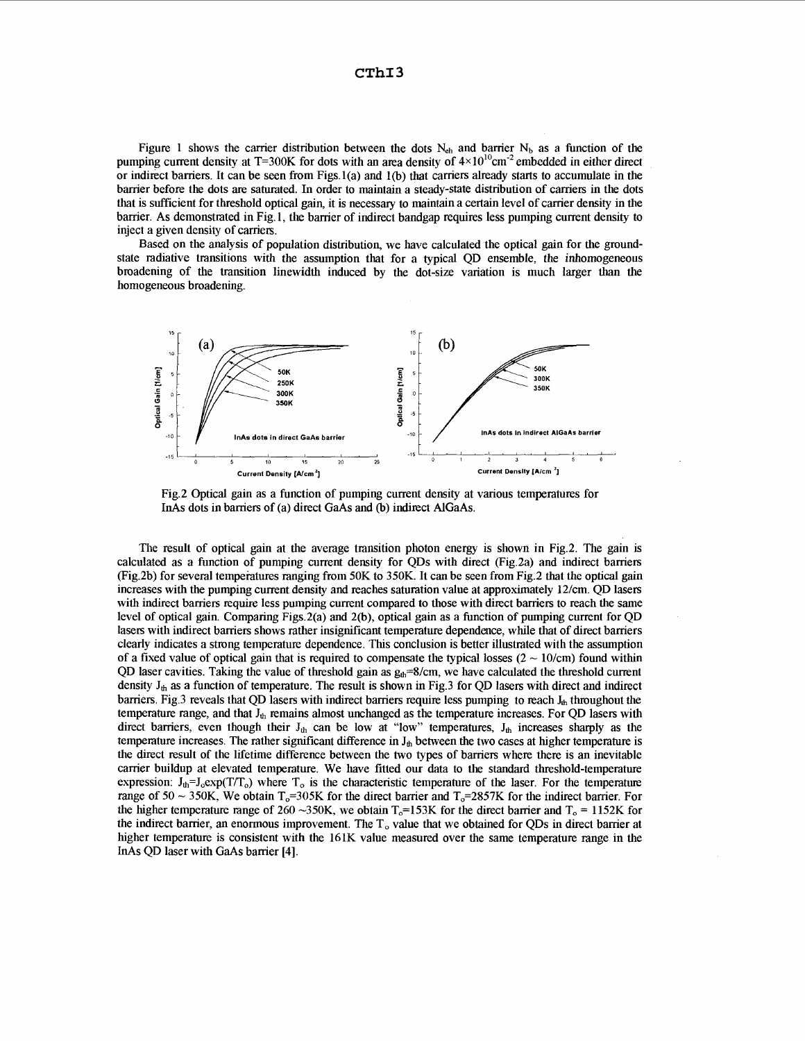Figure 1 shows the carrier distribution between the dots $N_{eh}$ and barrier $N_b$ as a function of the pumping current density at T=300K for dots with an area density of $4\times10^{10}cm^{-2}$ embedded in either direct or indirect barriers. It can be seen from Figs.1(a) and 1(b) that carriers already starts to accumulate in the barrier before the dots are saturated. In order to maintain a steady-state distribution of carriers in the dots that is sufficient for threshold optical gain, it is necessary to maintain a certain level of carrier density in the barrier. As demonstrated in Fig.1, the barrier of indirect bandgap requires less pumping current density to inject a given density of carriers.

Based on the analysis of population distribution, we have calculated the optical gain for the ground-state radiative transitions with the assumption that for a typical QD ensemble, the inhomogeneous broadening of the transition linewidth induced by the dot-size variation is much larger than the homogeneous broadening.

Fig.2 Optical gain as a function of pumping current density at various temperatures for InAs dots in barriers of (a) direct GaAs and (b) indirect AlGaAs.

The result of optical gain at the average transition photon energy is shown in Fig.2. The gain is calculated as a function of pumping current density for QDs with direct (Fig.2a) and indirect barriers (Fig.2b) for several temperatures ranging from 50K to 350K. It can be seen from Fig.2 that the optical gain increases with the pumping current density and reaches saturation value at approximately 12/cm. QD lasers with indirect barriers require less pumping current compared to those with direct barriers to reach the same level of optical gain. Comparing Figs.2(a) and 2(b), optical gain as a function of pumping current for QD lasers with indirect barriers shows rather insignificant temperature dependence, while that of direct barriers clearly indicates a strong temperature dependence. This conclusion is better illustrated with the assumption of a fixed value of optical gain that is required to compensate the typical losses (2 ~ 10/cm) found within QD laser cavities. Taking the value of threshold gain as $g_{th}$=8/cm, we have calculated the threshold current density $J_{th}$ as a function of temperature. The result is shown in Fig.3 for QD lasers with direct and indirect barriers. Fig.3 reveals that QD lasers with indirect barriers require less pumping to reach $J_{th}$ throughout the temperature range, and that $J_{th}$ remains almost unchanged as the temperature increases. For QD lasers with direct barriers, even though their $J_{th}$ can be low at "low" temperatures, $J_{th}$ increases sharply as the temperature increases. The rather significant difference in $J_{th}$ between the two cases at higher temperature is the direct result of the lifetime difference between the two types of barriers where there is an inevitable carrier buildup at elevated temperature. We have fitted our data to the standard threshold-temperature expression: $J_{th}=J_o\exp(T/T_o)$ where $T_o$ is the characteristic temperature of the laser. For the temperature range of 50 ~ 350K, We obtain $T_o$=305K for the direct barrier and $T_o$=2857K for the indirect barrier. For the higher temperature range of 260 ~350K, we obtain $T_o$=153K for the direct barrier and $T_o$ = 1152K for the indirect barrier, an enormous improvement. The $T_o$ value that we obtained for QDs in direct barrier at higher temperature is consistent with the 161K value measured over the same temperature range in the InAs QD laser with GaAs barrier [4].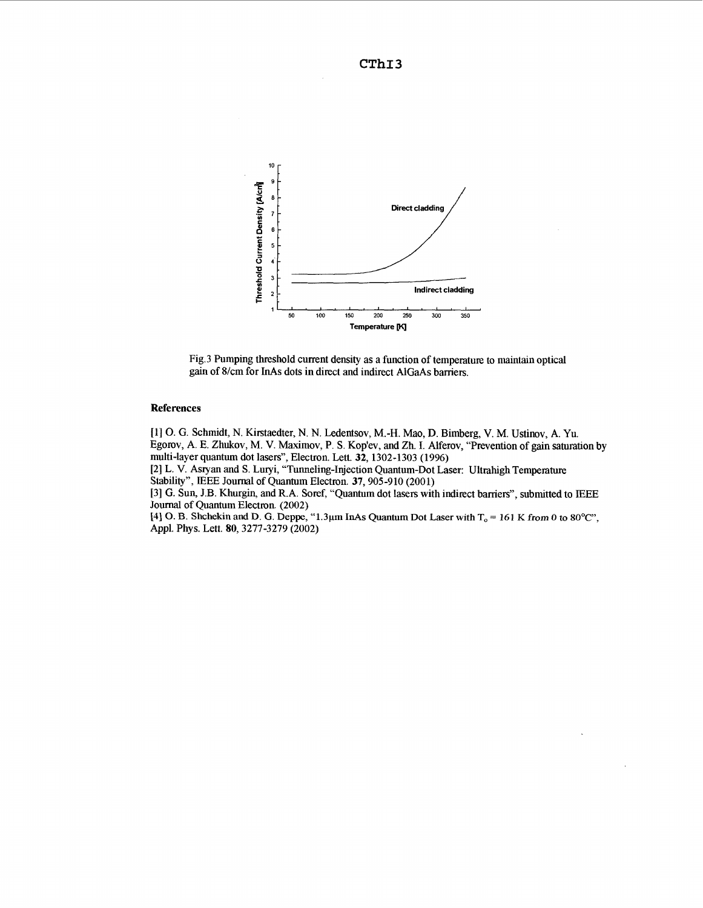Threshold Current Density [A/cm²]

10
9
8
7
6
5
4
3
2
1

Direct cladding

Indirect cladding

50 100 150 200 250 300 350

Temperature [K]

Fig.3 Pumping threshold current density as a function of temperature to maintain optical gain of 8/cm for InAs dots in direct and indirect AlGaAs barriers.

**References**

[1] O. G. Schmidt, N. Kirstaedter, N. N. Ledentsov, M.-H. Mao, D. Bimberg, V. M. Ustinov, A. Yu. Egorov, A. E. Zhukov, M. V. Maximov, P. S. Kop'ev, and Zh. I. Alferov, "Prevention of gain saturation by multi-layer quantum dot lasers", Electron. Lett. **32**, 1302-1303 (1996)

[2] L. V. Asryan and S. Luryi, "Tunneling-Injection Quantum-Dot Laser: Ultrahigh Temperature Stability", IEEE Journal of Quantum Electron. **37**, 905-910 (2001)

[3] G. Sun, J.B. Khurgin, and R.A. Soref, "Quantum dot lasers with indirect barriers", submitted to IEEE Journal of Quantum Electron. (2002)

[4] O. B. Shchekin and D. G. Deppe, "1.3μm InAs Quantum Dot Laser with $T_o$ = 161 K *from* 0 to 80°C", Appl. Phys. Lett. **80**, 3277-3279 (2002)